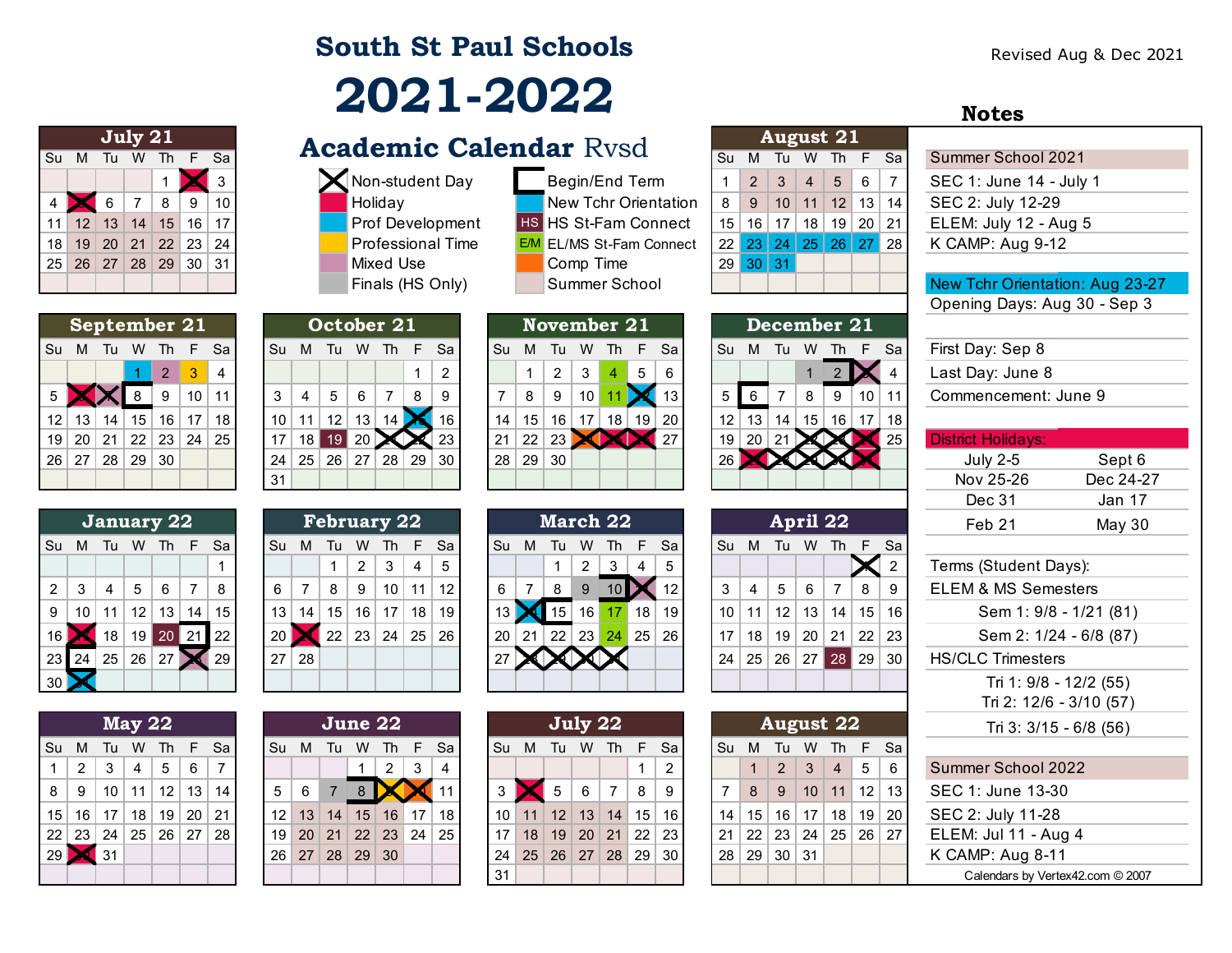# South St Paul Schools

# 2021-2022

## Academic Calendar Rvsd

Revised Aug & Dec 2021

**Legend:**

- Non-student Day
- Holiday
- Prof Development
- Professional Time
- Mixed Use
- Finals (HS Only)
- Begin/End Term
- New Tchr Orientation
- HS St-Fam Connect
- E/M EL/MS St-Fam Connect
- Comp Time
- Summer School

### July 21

| Su | M | Tu | W | Th | F | Sa |
|---|---|---|---|---|---|---|
| | | | | 1 | 2 | 3 |
| 4 | 5 | 6 | 7 | 8 | 9 | 10 |
| 11 | 12 | 13 | 14 | 15 | 16 | 17 |
| 18 | 19 | 20 | 21 | 22 | 23 | 24 |
| 25 | 26 | 27 | 28 | 29 | 30 | 31 |

### August 21

| Su | M | Tu | W | Th | F | Sa |
|---|---|---|---|---|---|---|
| 1 | 2 | 3 | 4 | 5 | 6 | 7 |
| 8 | 9 | 10 | 11 | 12 | 13 | 14 |
| 15 | 16 | 17 | 18 | 19 | 20 | 21 |
| 22 | 23 | 24 | 25 | 26 | 27 | 28 |
| 29 | 30 | 31 | | | | |

### September 21

| Su | M | Tu | W | Th | F | Sa |
|---|---|---|---|---|---|---|
| | | | 1 | 2 | 3 | 4 |
| 5 | 6 | 7 | 8 | 9 | 10 | 11 |
| 12 | 13 | 14 | 15 | 16 | 17 | 18 |
| 19 | 20 | 21 | 22 | 23 | 24 | 25 |
| 26 | 27 | 28 | 29 | 30 | | |

### October 21

| Su | M | Tu | W | Th | F | Sa |
|---|---|---|---|---|---|---|
| | | | | | 1 | 2 |
| 3 | 4 | 5 | 6 | 7 | 8 | 9 |
| 10 | 11 | 12 | 13 | 14 | 15 | 16 |
| 17 | 18 | 19 | 20 | 21 | 22 | 23 |
| 24 | 25 | 26 | 27 | 28 | 29 | 30 |
| 31 | | | | | | |

### November 21

| Su | M | Tu | W | Th | F | Sa |
|---|---|---|---|---|---|---|
| | 1 | 2 | 3 | 4 | 5 | 6 |
| 7 | 8 | 9 | 10 | 11 | 12 | 13 |
| 14 | 15 | 16 | 17 | 18 | 19 | 20 |
| 21 | 22 | 23 | 24 | 25 | 26 | 27 |
| 28 | 29 | 30 | | | | |

### December 21

| Su | M | Tu | W | Th | F | Sa |
|---|---|---|---|---|---|---|
| | | | 1 | 2 | 3 | 4 |
| 5 | 6 | 7 | 8 | 9 | 10 | 11 |
| 12 | 13 | 14 | 15 | 16 | 17 | 18 |
| 19 | 20 | 21 | 22 | 23 | 24 | 25 |
| 26 | 27 | 28 | 29 | 30 | 31 | |

### January 22

| Su | M | Tu | W | Th | F | Sa |
|---|---|---|---|---|---|---|
| | | | | | | 1 |
| 2 | 3 | 4 | 5 | 6 | 7 | 8 |
| 9 | 10 | 11 | 12 | 13 | 14 | 15 |
| 16 | 17 | 18 | 19 | 20 | 21 | 22 |
| 23 | 24 | 25 | 26 | 27 | 28 | 29 |
| 30 | 31 | | | | | |

### February 22

| Su | M | Tu | W | Th | F | Sa |
|---|---|---|---|---|---|---|
| | | 1 | 2 | 3 | 4 | 5 |
| 6 | 7 | 8 | 9 | 10 | 11 | 12 |
| 13 | 14 | 15 | 16 | 17 | 18 | 19 |
| 20 | 21 | 22 | 23 | 24 | 25 | 26 |
| 27 | 28 | | | | | |

### March 22

| Su | M | Tu | W | Th | F | Sa |
|---|---|---|---|---|---|---|
| | | 1 | 2 | 3 | 4 | 5 |
| 6 | 7 | 8 | 9 | 10 | 11 | 12 |
| 13 | 14 | 15 | 16 | 17 | 18 | 19 |
| 20 | 21 | 22 | 23 | 24 | 25 | 26 |
| 27 | 28 | 29 | 30 | 31 | | |

### April 22

| Su | M | Tu | W | Th | F | Sa |
|---|---|---|---|---|---|---|
| | | | | | 1 | 2 |
| 3 | 4 | 5 | 6 | 7 | 8 | 9 |
| 10 | 11 | 12 | 13 | 14 | 15 | 16 |
| 17 | 18 | 19 | 20 | 21 | 22 | 23 |
| 24 | 25 | 26 | 27 | 28 | 29 | 30 |

### May 22

| Su | M | Tu | W | Th | F | Sa |
|---|---|---|---|---|---|---|
| 1 | 2 | 3 | 4 | 5 | 6 | 7 |
| 8 | 9 | 10 | 11 | 12 | 13 | 14 |
| 15 | 16 | 17 | 18 | 19 | 20 | 21 |
| 22 | 23 | 24 | 25 | 26 | 27 | 28 |
| 29 | 30 | 31 | | | | |

### June 22

| Su | M | Tu | W | Th | F | Sa |
|---|---|---|---|---|---|---|
| | | | 1 | 2 | 3 | 4 |
| 5 | 6 | 7 | 8 | 9 | 10 | 11 |
| 12 | 13 | 14 | 15 | 16 | 17 | 18 |
| 19 | 20 | 21 | 22 | 23 | 24 | 25 |
| 26 | 27 | 28 | 29 | 30 | | |

### July 22

| Su | M | Tu | W | Th | F | Sa |
|---|---|---|---|---|---|---|
| | | | | | 1 | 2 |
| 3 | 4 | 5 | 6 | 7 | 8 | 9 |
| 10 | 11 | 12 | 13 | 14 | 15 | 16 |
| 17 | 18 | 19 | 20 | 21 | 22 | 23 |
| 24 | 25 | 26 | 27 | 28 | 29 | 30 |
| 31 | | | | | | |

### August 22

| Su | M | Tu | W | Th | F | Sa |
|---|---|---|---|---|---|---|
| | 1 | 2 | 3 | 4 | 5 | 6 |
| 7 | 8 | 9 | 10 | 11 | 12 | 13 |
| 14 | 15 | 16 | 17 | 18 | 19 | 20 |
| 21 | 22 | 23 | 24 | 25 | 26 | 27 |
| 28 | 29 | 30 | 31 | | | |

## Notes

**Summer School 2021**

- SEC 1: June 14 - July 1
- SEC 2: July 12-29
- ELEM: July 12 - Aug 5
- K CAMP: Aug 9-12

**New Tchr Orientation: Aug 23-27**

Opening Days: Aug 30 - Sep 3

First Day: Sep 8

Last Day: June 8

Commencement: June 9

**District Holidays:**

| | |
|---|---|
| July 2-5 | Sept 6 |
| Nov 25-26 | Dec 24-27 |
| Dec 31 | Jan 17 |
| Feb 21 | May 30 |

Terms (Student Days):

ELEM & MS Semesters

- Sem 1: 9/8 - 1/21 (81)
- Sem 2: 1/24 - 6/8 (87)

HS/CLC Trimesters

- Tri 1: 9/8 - 12/2 (55)
- Tri 2: 12/6 - 3/10 (57)
- Tri 3: 3/15 - 6/8 (56)

**Summer School 2022**

- SEC 1: June 13-30
- SEC 2: July 11-28
- ELEM: Jul 11 - Aug 4
- K CAMP: Aug 8-11

Calendars by Vertex42.com © 2007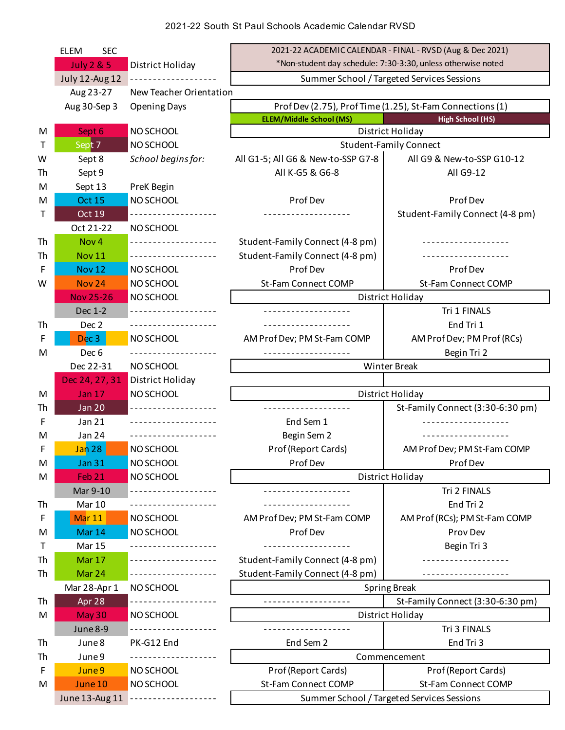# 2021-22 South St Paul Schools Academic Calendar RVSD

**2021-22 ACADEMIC CALENDAR - FINAL - RVSD (Aug & Dec 2021)**
*Non-student day schedule: 7:30-3:30, unless otherwise noted

| | ELEM SEC | | ELEM/Middle School (MS) | High School (HS) |
|---|---|---|---|---|
| | July 2 & 5 | District Holiday | | |
| | July 12-Aug 12 | ------------------- | Summer School / Targeted Services Sessions | |
| | Aug 23-27 | New Teacher Orientation | | |
| | Aug 30-Sep 3 | Opening Days | Prof Dev (2.75), Prof Time (1.25), St-Fam Connections (1) | |
| M | Sept 6 | NO SCHOOL | District Holiday | |
| T | Sept 7 | NO SCHOOL | Student-Family Connect | |
| W | Sept 8 | *School begins for:* | All G1-5; All G6 & New-to-SSP G7-8 | All G9 & New-to-SSP G10-12 |
| Th | Sept 9 | | All K-G5 & G6-8 | All G9-12 |
| M | Sept 13 | PreK Begin | | |
| M | Oct 15 | NO SCHOOL | Prof Dev | Prof Dev |
| T | Oct 19 | ------------------- | ------------------- | Student-Family Connect (4-8 pm) |
| | Oct 21-22 | NO SCHOOL | | |
| Th | Nov 4 | ------------------- | Student-Family Connect (4-8 pm) | ------------------- |
| Th | Nov 11 | ------------------- | Student-Family Connect (4-8 pm) | ------------------- |
| F | Nov 12 | NO SCHOOL | Prof Dev | Prof Dev |
| W | Nov 24 | NO SCHOOL | St-Fam Connect COMP | St-Fam Connect COMP |
| | Nov 25-26 | NO SCHOOL | District Holiday | |
| | Dec 1-2 | ------------------- | ------------------- | Tri 1 FINALS |
| Th | Dec 2 | ------------------- | ------------------- | End Tri 1 |
| F | Dec 3 | NO SCHOOL | AM Prof Dev; PM St-Fam COMP | AM Prof Dev; PM Prof (RCs) |
| M | Dec 6 | ------------------- | ------------------- | Begin Tri 2 |
| | Dec 22-31 | NO SCHOOL | Winter Break | |
| | Dec 24, 27, 31 | District Holiday | | |
| M | Jan 17 | NO SCHOOL | District Holiday | |
| Th | Jan 20 | ------------------- | ------------------- | St-Family Connect (3:30-6:30 pm) |
| F | Jan 21 | ------------------- | End Sem 1 | ------------------- |
| M | Jan 24 | ------------------- | Begin Sem 2 | ------------------- |
| F | Jan 28 | NO SCHOOL | Prof (Report Cards) | AM Prof Dev; PM St-Fam COMP |
| M | Jan 31 | NO SCHOOL | Prof Dev | Prof Dev |
| M | Feb 21 | NO SCHOOL | District Holiday | |
| | Mar 9-10 | ------------------- | ------------------- | Tri 2 FINALS |
| Th | Mar 10 | ------------------- | ------------------- | End Tri 2 |
| F | Mar 11 | NO SCHOOL | AM Prof Dev; PM St-Fam COMP | AM Prof (RCs); PM St-Fam COMP |
| M | Mar 14 | NO SCHOOL | Prof Dev | Prov Dev |
| T | Mar 15 | ------------------- | ------------------- | Begin Tri 3 |
| Th | Mar 17 | ------------------- | Student-Family Connect (4-8 pm) | ------------------- |
| Th | Mar 24 | ------------------- | Student-Family Connect (4-8 pm) | ------------------- |
| | Mar 28-Apr 1 | NO SCHOOL | Spring Break | |
| Th | Apr 28 | ------------------- | ------------------- | St-Family Connect (3:30-6:30 pm) |
| M | May 30 | NO SCHOOL | District Holiday | |
| | June 8-9 | ------------------- | ------------------- | Tri 3 FINALS |
| Th | June 8 | PK-G12 End | End Sem 2 | End Tri 3 |
| Th | June 9 | ------------------- | Commencement | |
| F | June 9 | NO SCHOOL | Prof (Report Cards) | Prof (Report Cards) |
| M | June 10 | NO SCHOOL | St-Fam Connect COMP | St-Fam Connect COMP |
| | June 13-Aug 11 | ------------------- | Summer School / Targeted Services Sessions | |